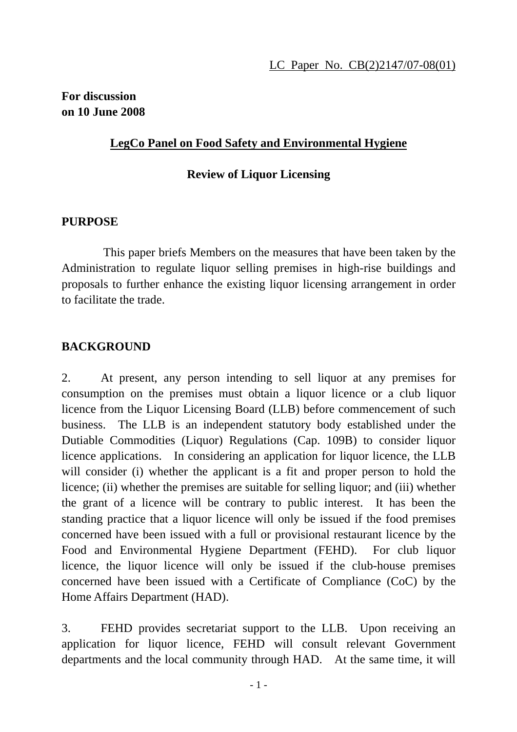LC Paper No. CB(2)2147/07-08(01)

**For discussion on 10 June 2008**

## LegCo Panel on Food Safety and Environmental Hygiene

## Review of Liquor Licensing

### PURPOSE

This paper briefs Members on the measures that have been taken by the Administration to regulate liquor selling premises in high-rise buildings and proposals to further enhance the existing liquor licensing arrangement in order to facilitate the trade.

### BACKGROUND

2. At present, any person intending to sell liquor at any premises for consumption on the premises must obtain a liquor licence or a club liquor licence from the Liquor Licensing Board (LLB) before commencement of such business. The LLB is an independent statutory body established under the Dutiable Commodities (Liquor) Regulations (Cap. 109B) to consider liquor licence applications. In considering an application for liquor licence, the LLB will consider (i) whether the applicant is a fit and proper person to hold the licence; (ii) whether the premises are suitable for selling liquor; and (iii) whether the grant of a licence will be contrary to public interest. It has been the standing practice that a liquor licence will only be issued if the food premises concerned have been issued with a full or provisional restaurant licence by the Food and Environmental Hygiene Department (FEHD). For club liquor licence, the liquor licence will only be issued if the club-house premises concerned have been issued with a Certificate of Compliance (CoC) by the Home Affairs Department (HAD).

3. FEHD provides secretariat support to the LLB. Upon receiving an application for liquor licence, FEHD will consult relevant Government departments and the local community through HAD. At the same time, it will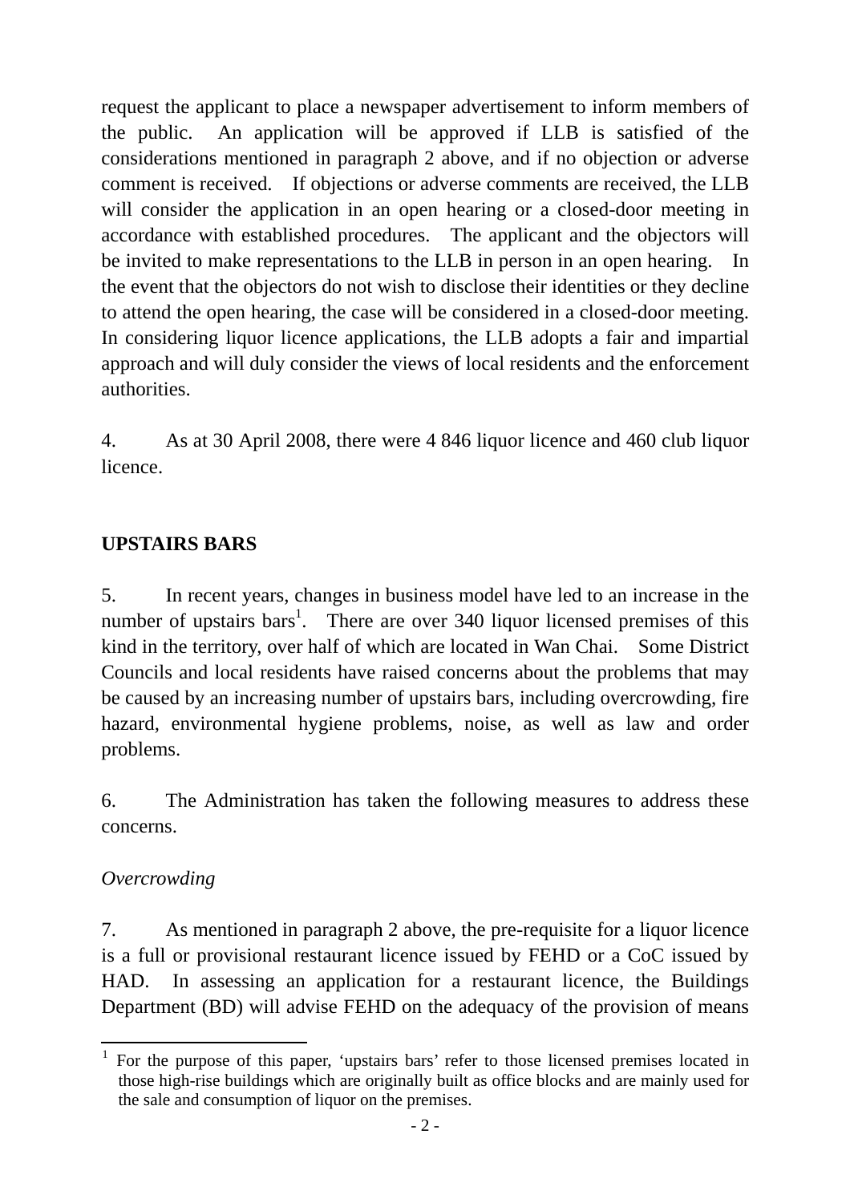request the applicant to place a newspaper advertisement to inform members of the public. An application will be approved if LLB is satisfied of the considerations mentioned in paragraph 2 above, and if no objection or adverse comment is received. If objections or adverse comments are received, the LLB will consider the application in an open hearing or a closed-door meeting in accordance with established procedures. The applicant and the objectors will be invited to make representations to the LLB in person in an open hearing. In the event that the objectors do not wish to disclose their identities or they decline to attend the open hearing, the case will be considered in a closed-door meeting. In considering liquor licence applications, the LLB adopts a fair and impartial approach and will duly consider the views of local residents and the enforcement authorities.

4. As at 30 April 2008, there were 4 846 liquor licence and 460 club liquor licence.

**UPSTAIRS BARS**

5. In recent years, changes in business model have led to an increase in the number of upstairs bars[1]. There are over 340 liquor licensed premises of this kind in the territory, over half of which are located in Wan Chai. Some District Councils and local residents have raised concerns about the problems that may be caused by an increasing number of upstairs bars, including overcrowding, fire hazard, environmental hygiene problems, noise, as well as law and order problems.

6. The Administration has taken the following measures to address these concerns.

*Overcrowding*

7. As mentioned in paragraph 2 above, the pre-requisite for a liquor licence is a full or provisional restaurant licence issued by FEHD or a CoC issued by HAD. In assessing an application for a restaurant licence, the Buildings Department (BD) will advise FEHD on the adequacy of the provision of means

[1] For the purpose of this paper, 'upstairs bars' refer to those licensed premises located in those high-rise buildings which are originally built as office blocks and are mainly used for the sale and consumption of liquor on the premises.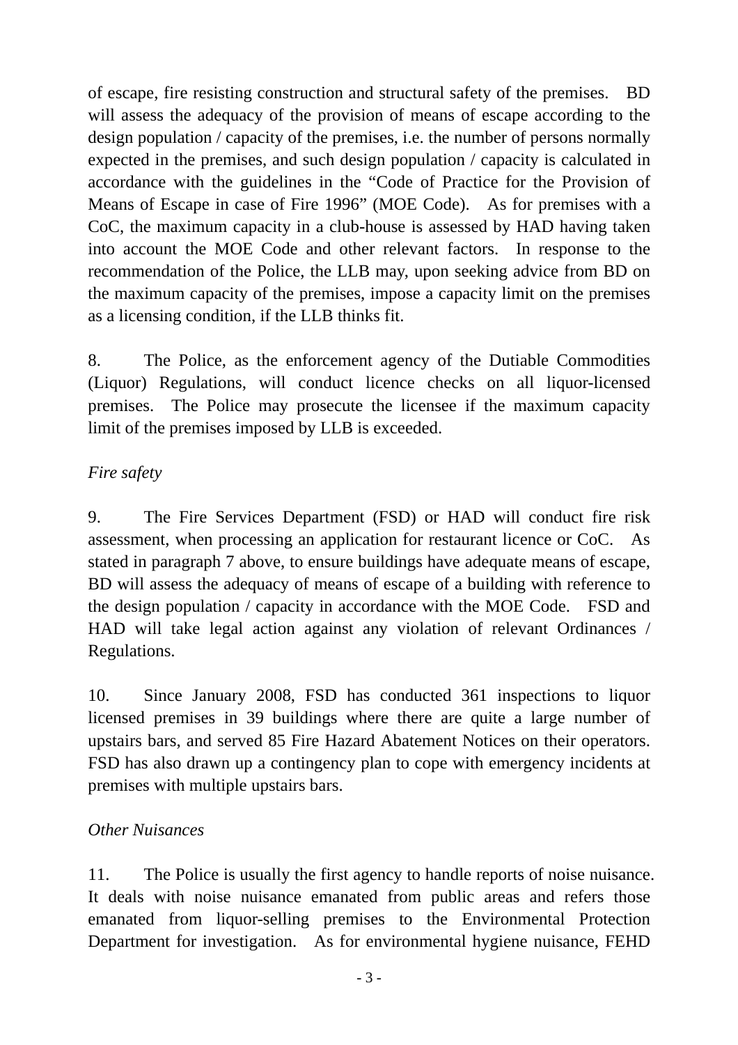of escape, fire resisting construction and structural safety of the premises. BD will assess the adequacy of the provision of means of escape according to the design population / capacity of the premises, i.e. the number of persons normally expected in the premises, and such design population / capacity is calculated in accordance with the guidelines in the "Code of Practice for the Provision of Means of Escape in case of Fire 1996" (MOE Code). As for premises with a CoC, the maximum capacity in a club-house is assessed by HAD having taken into account the MOE Code and other relevant factors. In response to the recommendation of the Police, the LLB may, upon seeking advice from BD on the maximum capacity of the premises, impose a capacity limit on the premises as a licensing condition, if the LLB thinks fit.

8. The Police, as the enforcement agency of the Dutiable Commodities (Liquor) Regulations, will conduct licence checks on all liquor-licensed premises. The Police may prosecute the licensee if the maximum capacity limit of the premises imposed by LLB is exceeded.

*Fire safety*

9. The Fire Services Department (FSD) or HAD will conduct fire risk assessment, when processing an application for restaurant licence or CoC. As stated in paragraph 7 above, to ensure buildings have adequate means of escape, BD will assess the adequacy of means of escape of a building with reference to the design population / capacity in accordance with the MOE Code. FSD and HAD will take legal action against any violation of relevant Ordinances / Regulations.

10. Since January 2008, FSD has conducted 361 inspections to liquor licensed premises in 39 buildings where there are quite a large number of upstairs bars, and served 85 Fire Hazard Abatement Notices on their operators. FSD has also drawn up a contingency plan to cope with emergency incidents at premises with multiple upstairs bars.

*Other Nuisances*

11. The Police is usually the first agency to handle reports of noise nuisance. It deals with noise nuisance emanated from public areas and refers those emanated from liquor-selling premises to the Environmental Protection Department for investigation. As for environmental hygiene nuisance, FEHD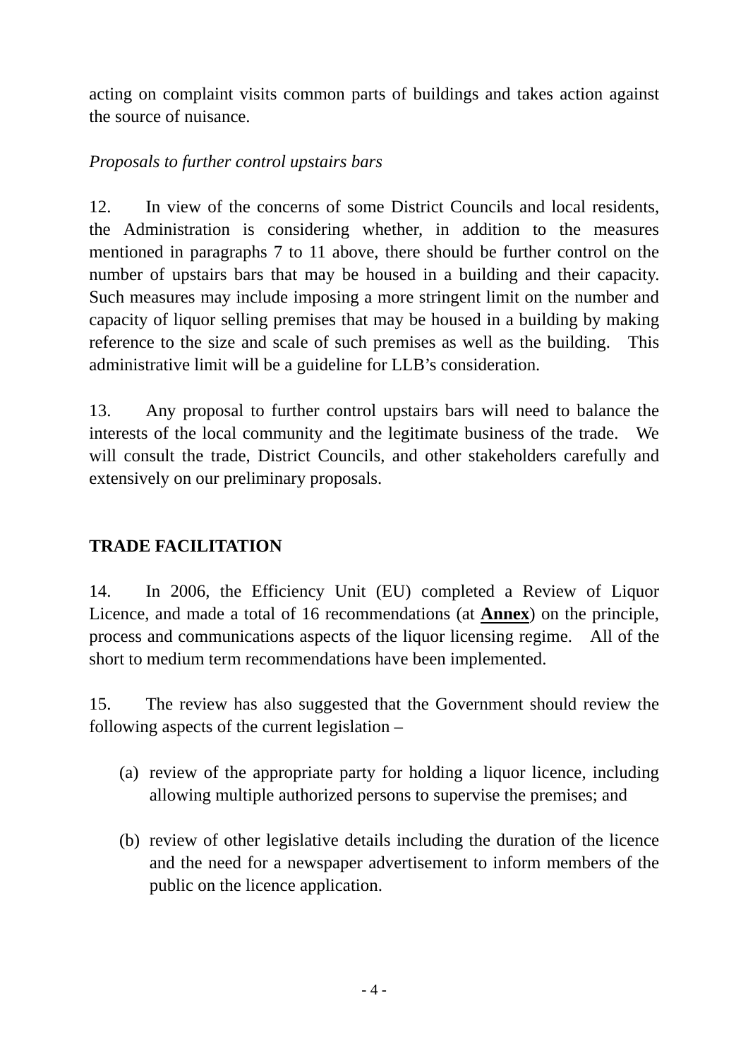acting on complaint visits common parts of buildings and takes action against the source of nuisance.

*Proposals to further control upstairs bars*

12. In view of the concerns of some District Councils and local residents, the Administration is considering whether, in addition to the measures mentioned in paragraphs 7 to 11 above, there should be further control on the number of upstairs bars that may be housed in a building and their capacity. Such measures may include imposing a more stringent limit on the number and capacity of liquor selling premises that may be housed in a building by making reference to the size and scale of such premises as well as the building. This administrative limit will be a guideline for LLB's consideration.

13. Any proposal to further control upstairs bars will need to balance the interests of the local community and the legitimate business of the trade. We will consult the trade, District Councils, and other stakeholders carefully and extensively on our preliminary proposals.

## TRADE FACILITATION

14. In 2006, the Efficiency Unit (EU) completed a Review of Liquor Licence, and made a total of 16 recommendations (at **Annex**) on the principle, process and communications aspects of the liquor licensing regime. All of the short to medium term recommendations have been implemented.

15. The review has also suggested that the Government should review the following aspects of the current legislation –

(a) review of the appropriate party for holding a liquor licence, including allowing multiple authorized persons to supervise the premises; and

(b) review of other legislative details including the duration of the licence and the need for a newspaper advertisement to inform members of the public on the licence application.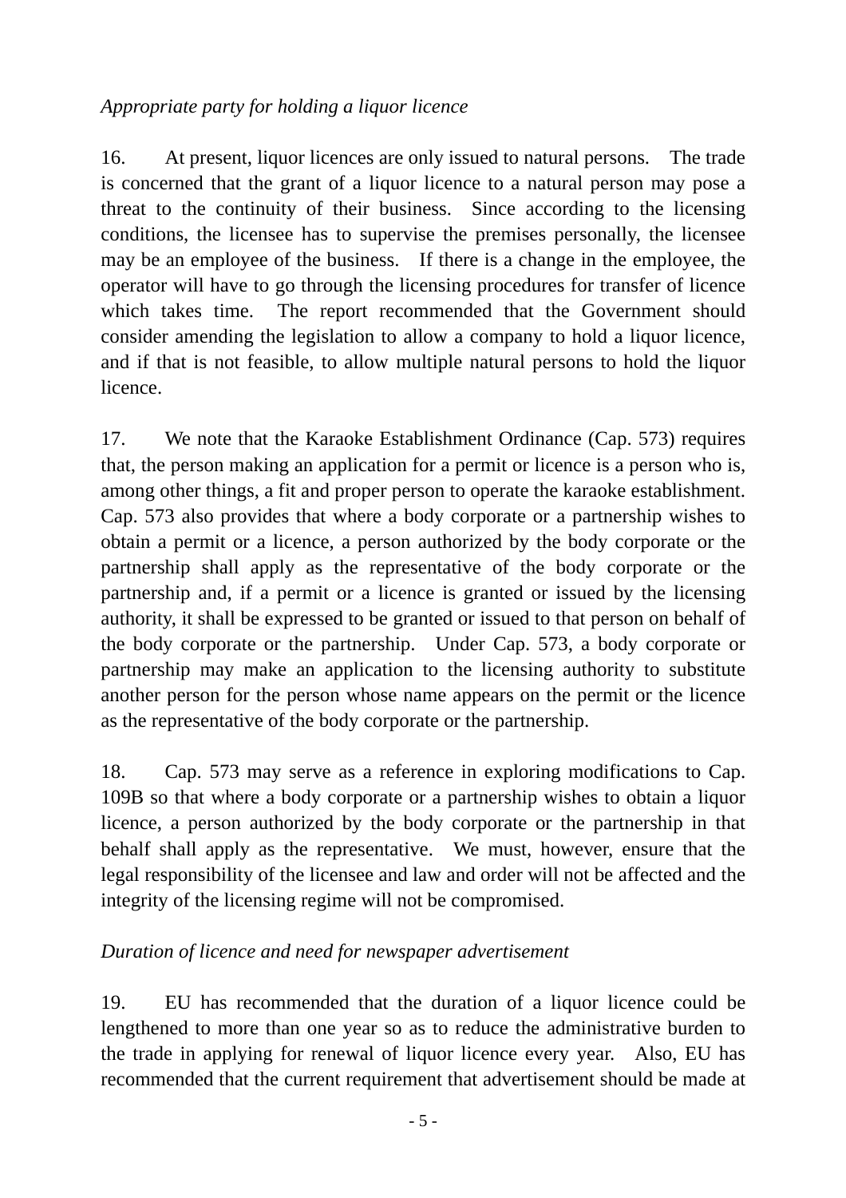*Appropriate party for holding a liquor licence*

16. At present, liquor licences are only issued to natural persons. The trade is concerned that the grant of a liquor licence to a natural person may pose a threat to the continuity of their business. Since according to the licensing conditions, the licensee has to supervise the premises personally, the licensee may be an employee of the business. If there is a change in the employee, the operator will have to go through the licensing procedures for transfer of licence which takes time. The report recommended that the Government should consider amending the legislation to allow a company to hold a liquor licence, and if that is not feasible, to allow multiple natural persons to hold the liquor licence.

17. We note that the Karaoke Establishment Ordinance (Cap. 573) requires that, the person making an application for a permit or licence is a person who is, among other things, a fit and proper person to operate the karaoke establishment. Cap. 573 also provides that where a body corporate or a partnership wishes to obtain a permit or a licence, a person authorized by the body corporate or the partnership shall apply as the representative of the body corporate or the partnership and, if a permit or a licence is granted or issued by the licensing authority, it shall be expressed to be granted or issued to that person on behalf of the body corporate or the partnership. Under Cap. 573, a body corporate or partnership may make an application to the licensing authority to substitute another person for the person whose name appears on the permit or the licence as the representative of the body corporate or the partnership.

18. Cap. 573 may serve as a reference in exploring modifications to Cap. 109B so that where a body corporate or a partnership wishes to obtain a liquor licence, a person authorized by the body corporate or the partnership in that behalf shall apply as the representative. We must, however, ensure that the legal responsibility of the licensee and law and order will not be affected and the integrity of the licensing regime will not be compromised.

*Duration of licence and need for newspaper advertisement*

19. EU has recommended that the duration of a liquor licence could be lengthened to more than one year so as to reduce the administrative burden to the trade in applying for renewal of liquor licence every year. Also, EU has recommended that the current requirement that advertisement should be made at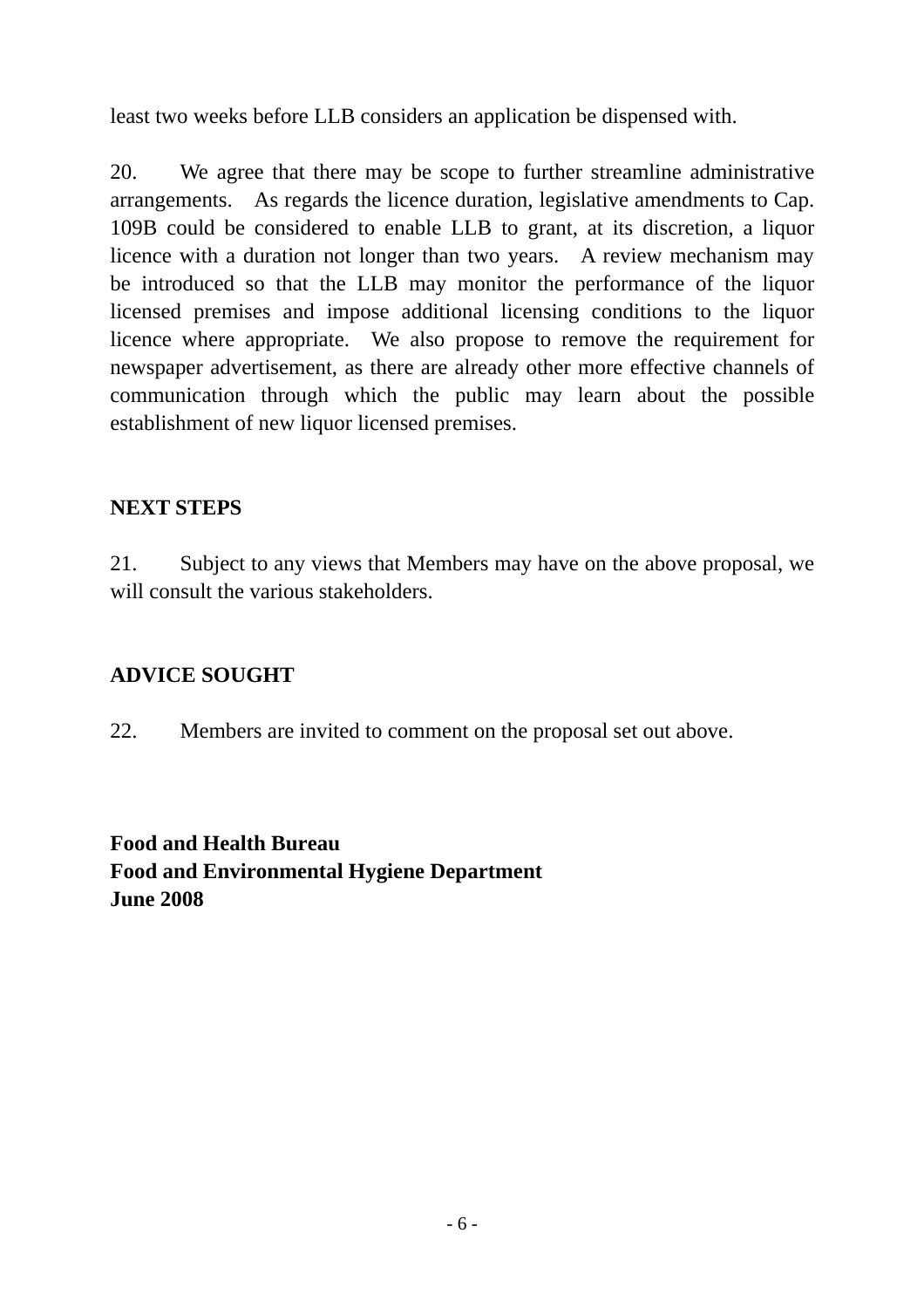least two weeks before LLB considers an application be dispensed with.

20. We agree that there may be scope to further streamline administrative arrangements. As regards the licence duration, legislative amendments to Cap. 109B could be considered to enable LLB to grant, at its discretion, a liquor licence with a duration not longer than two years. A review mechanism may be introduced so that the LLB may monitor the performance of the liquor licensed premises and impose additional licensing conditions to the liquor licence where appropriate. We also propose to remove the requirement for newspaper advertisement, as there are already other more effective channels of communication through which the public may learn about the possible establishment of new liquor licensed premises.

## NEXT STEPS

21. Subject to any views that Members may have on the above proposal, we will consult the various stakeholders.

## ADVICE SOUGHT

22. Members are invited to comment on the proposal set out above.

**Food and Health Bureau**
**Food and Environmental Hygiene Department**
**June 2008**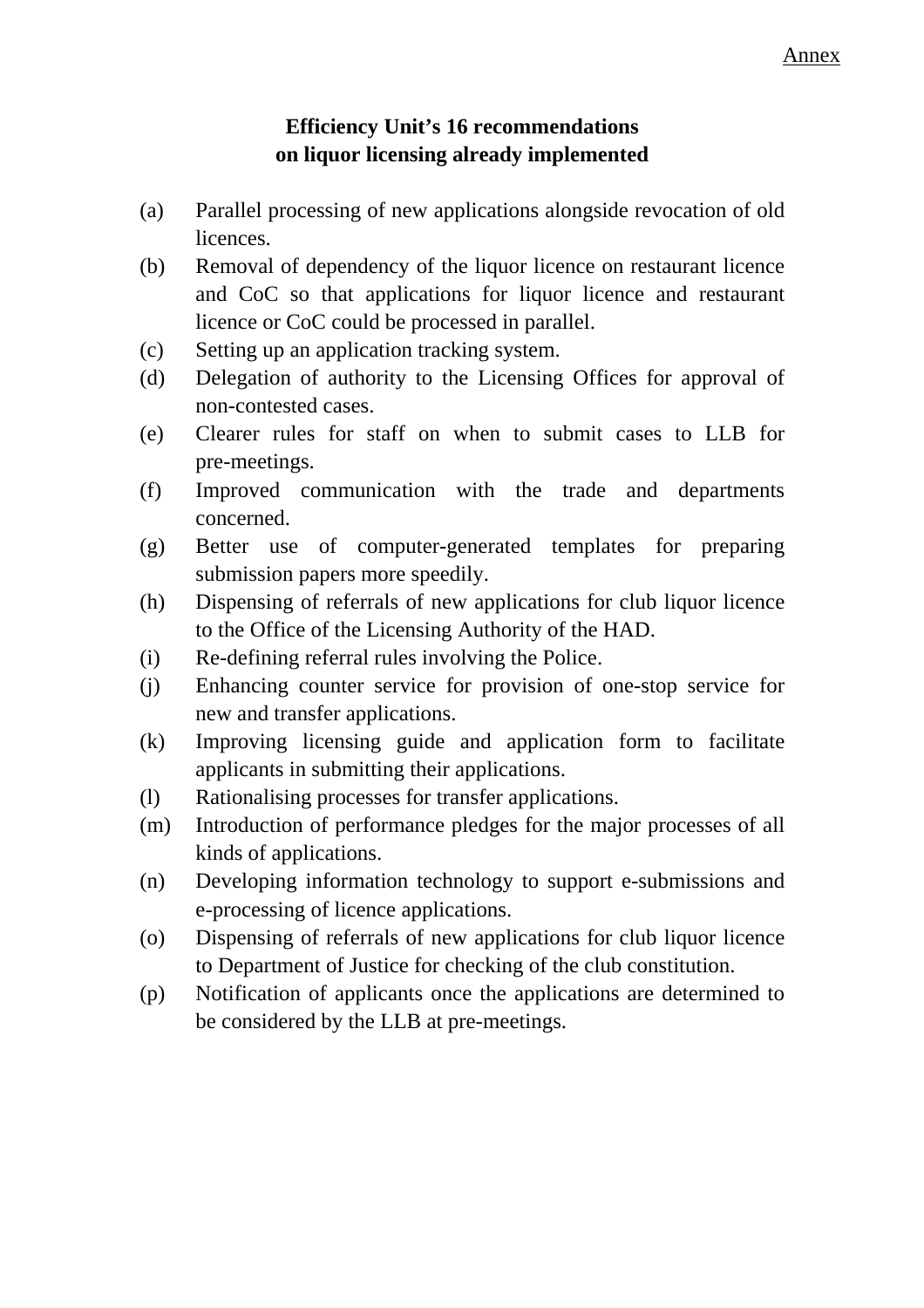Annex

**Efficiency Unit's 16 recommendations on liquor licensing already implemented**

(a) Parallel processing of new applications alongside revocation of old licences.

(b) Removal of dependency of the liquor licence on restaurant licence and CoC so that applications for liquor licence and restaurant licence or CoC could be processed in parallel.

(c) Setting up an application tracking system.

(d) Delegation of authority to the Licensing Offices for approval of non-contested cases.

(e) Clearer rules for staff on when to submit cases to LLB for pre-meetings.

(f) Improved communication with the trade and departments concerned.

(g) Better use of computer-generated templates for preparing submission papers more speedily.

(h) Dispensing of referrals of new applications for club liquor licence to the Office of the Licensing Authority of the HAD.

(i) Re-defining referral rules involving the Police.

(j) Enhancing counter service for provision of one-stop service for new and transfer applications.

(k) Improving licensing guide and application form to facilitate applicants in submitting their applications.

(l) Rationalising processes for transfer applications.

(m) Introduction of performance pledges for the major processes of all kinds of applications.

(n) Developing information technology to support e-submissions and e-processing of licence applications.

(o) Dispensing of referrals of new applications for club liquor licence to Department of Justice for checking of the club constitution.

(p) Notification of applicants once the applications are determined to be considered by the LLB at pre-meetings.